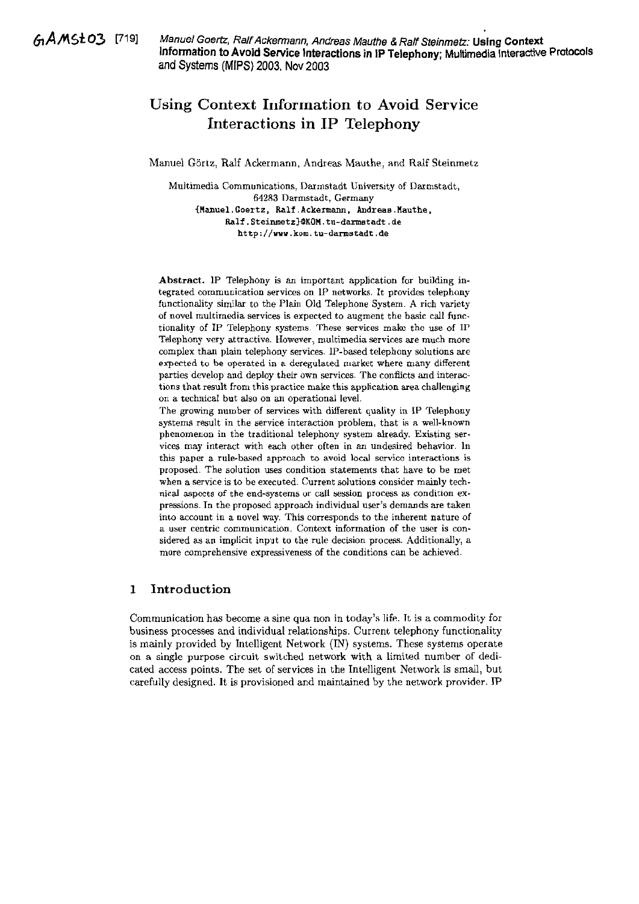GAMSt03 [719] Manuel Goertz, Ralf Ackermann, Andreas Mauthe & Ralf Steinmetz: **Using Context Information to Avoid Service Interactions in IP Telephony**; Multimedia Interactive Protocols and Systems (MIPS) 2003, Nov 2003

# Using Context Information to Avoid Service Interactions in IP Telephony

Manuel Görtz, Ralf Ackermann, Andreas Mauthe, and Ralf Steinmetz

Multimedia Communications, Darmstadt University of Darmstadt,
64283 Darmstadt, Germany
{Manuel.Goertz, Ralf.Ackermann, Andreas.Mauthe, Ralf.Steinmetz}@KOM.tu-darmstadt.de
http://www.kom.tu-darmstadt.de

**Abstract.** IP Telephony is an important application for building integrated communication services on IP networks. It provides telephony functionality similar to the Plain Old Telephone System. A rich variety of novel multimedia services is expected to augment the basic call functionality of IP Telephony systems. These services make the use of IP Telephony very attractive. However, multimedia services are much more complex than plain telephony services. IP-based telephony solutions are expected to be operated in a deregulated market where many different parties develop and deploy their own services. The conflicts and interactions that result from this practice make this application area challenging on a technical but also on an operational level.

The growing number of services with different quality in IP Telephony systems result in the service interaction problem, that is a well-known phenomenon in the traditional telephony system already. Existing services may interact with each other often in an undesired behavior. In this paper a rule-based approach to avoid local service interactions is proposed. The solution uses condition statements that have to be met when a service is to be executed. Current solutions consider mainly technical aspects of the end-systems or call session process as condition expressions. In the proposed approach individual user's demands are taken into account in a novel way. This corresponds to the inherent nature of a user centric communication. Context information of the user is considered as an implicit input to the rule decision process. Additionally, a more comprehensive expressiveness of the conditions can be achieved.

## 1 Introduction

Communication has become a sine qua non in today's life. It is a commodity for business processes and individual relationships. Current telephony functionality is mainly provided by Intelligent Network (IN) systems. These systems operate on a single purpose circuit switched network with a limited number of dedicated access points. The set of services in the Intelligent Network is small, but carefully designed. It is provisioned and maintained by the network provider. IP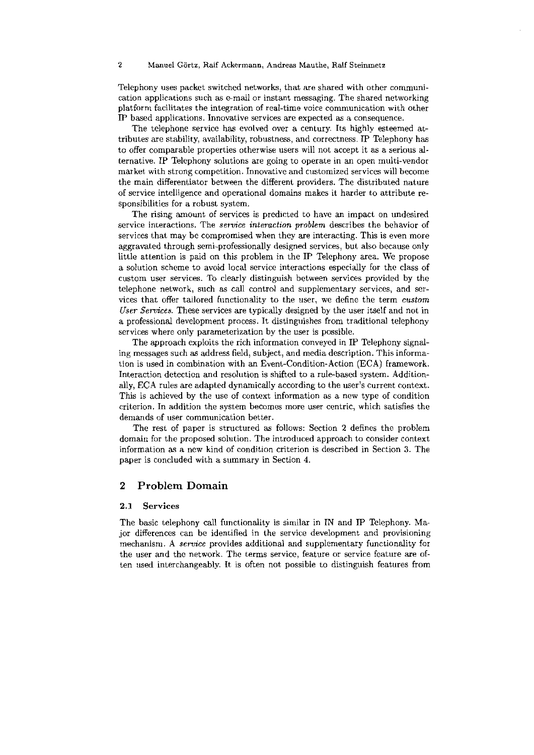Telephony uses packet switched networks, that are shared with other communication applications such as e-mail or instant messaging. The shared networking platform facilitates the integration of real-time voice communication with other IP based applications. Innovative services are expected as a consequence.

The telephone service has evolved over a century. Its highly esteemed attributes are stability, availability, robustness, and correctness. IP Telephony has to offer comparable properties otherwise users will not accept it as a serious alternative. IP Telephony solutions are going to operate in an open multi-vendor market with strong competition. Innovative and customized services will become the main differentiator between the different providers. The distributed nature of service intelligence and operational domains makes it harder to attribute responsibilities for a robust system.

The rising amount of services is predicted to have an impact on undesired service interactions. The *service interaction problem* describes the behavior of services that may be compromised when they are interacting. This is even more aggravated through semi-professionally designed services, but also because only little attention is paid on this problem in the IP Telephony area. We propose a solution scheme to avoid local service interactions especially for the class of custom user services. To clearly distinguish between services provided by the telephone network, such as call control and supplementary services, and services that offer tailored functionality to the user, we define the term *custom User Services*. These services are typically designed by the user itself and not in a professional development process. It distinguishes from traditional telephony services where only parameterization by the user is possible.

The approach exploits the rich information conveyed in IP Telephony signaling messages such as address field, subject, and media description. This information is used in combination with an Event-Condition-Action (ECA) framework. Interaction detection and resolution is shifted to a rule-based system. Additionally, ECA rules are adapted dynamically according to the user's current context. This is achieved by the use of context information as a new type of condition criterion. In addition the system becomes more user centric, which satisfies the demands of user communication better.

The rest of paper is structured as follows: Section 2 defines the problem domain for the proposed solution. The introduced approach to consider context information as a new kind of condition criterion is described in Section 3. The paper is concluded with a summary in Section 4.

## 2 Problem Domain

### 2.1 Services

The basic telephony call functionality is similar in IN and IP Telephony. Major differences can be identified in the service development and provisioning mechanism. A *service* provides additional and supplementary functionality for the user and the network. The terms service, feature or service feature are often used interchangeably. It is often not possible to distinguish features from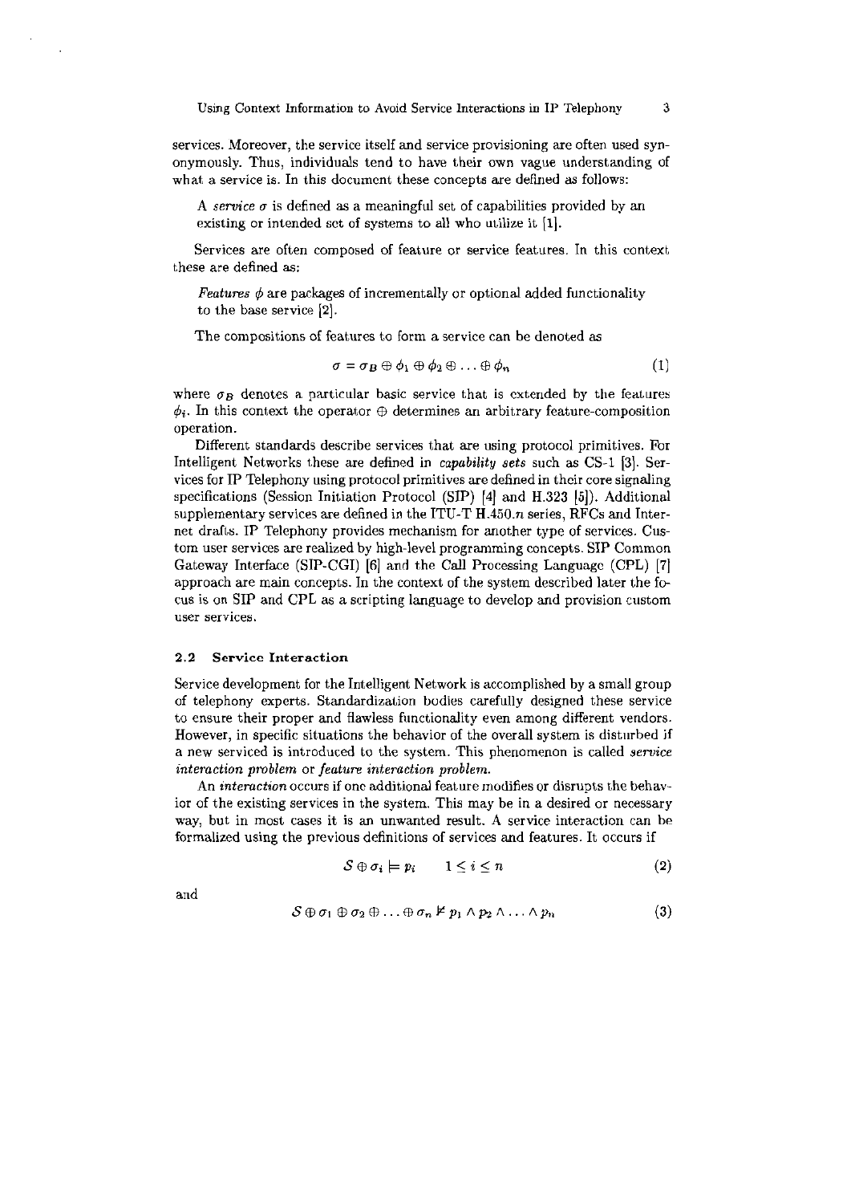services. Moreover, the service itself and service provisioning are often used synonymously. Thus, individuals tend to have their own vague understanding of what a service is. In this document these concepts are defined as follows:

> A *service* $\sigma$ is defined as a meaningful set of capabilities provided by an existing or intended set of systems to all who utilize it [1].

Services are often composed of feature or service features. In this context these are defined as:

> *Features* $\phi$ are packages of incrementally or optional added functionality to the base service [2].

The compositions of features to form a service can be denoted as

$$\sigma = \sigma_B \oplus \phi_1 \oplus \phi_2 \oplus \ldots \oplus \phi_n \tag{1}$$

where $\sigma_B$ denotes a particular basic service that is extended by the features $\phi_i$. In this context the operator $\oplus$ determines an arbitrary feature-composition operation.

Different standards describe services that are using protocol primitives. For Intelligent Networks these are defined in *capability sets* such as CS-1 [3]. Services for IP Telephony using protocol primitives are defined in their core signaling specifications (Session Initiation Protocol (SIP) [4] and H.323 [5]). Additional supplementary services are defined in the ITU-T H.450.*n* series, RFCs and Internet drafts. IP Telephony provides mechanism for another type of services. Custom user services are realized by high-level programming concepts. SIP Common Gateway Interface (SIP-CGI) [6] and the Call Processing Language (CPL) [7] approach are main concepts. In the context of the system described later the focus is on SIP and CPL as a scripting language to develop and provision custom user services.

### 2.2 Service Interaction

Service development for the Intelligent Network is accomplished by a small group of telephony experts. Standardization bodies carefully designed these service to ensure their proper and flawless functionality even among different vendors. However, in specific situations the behavior of the overall system is disturbed if a new serviced is introduced to the system. This phenomenon is called *service interaction problem* or *feature interaction problem*.

An *interaction* occurs if one additional feature modifies or disrupts the behavior of the existing services in the system. This may be in a desired or necessary way, but in most cases it is an unwanted result. A service interaction can be formalized using the previous definitions of services and features. It occurs if

$$\mathcal{S} \oplus \sigma_i \models p_i \qquad 1 \leq i \leq n \tag{2}$$

and

$$\mathcal{S} \oplus \sigma_1 \oplus \sigma_2 \oplus \ldots \oplus \sigma_n \not\models p_1 \wedge p_2 \wedge \ldots \wedge p_n \tag{3}$$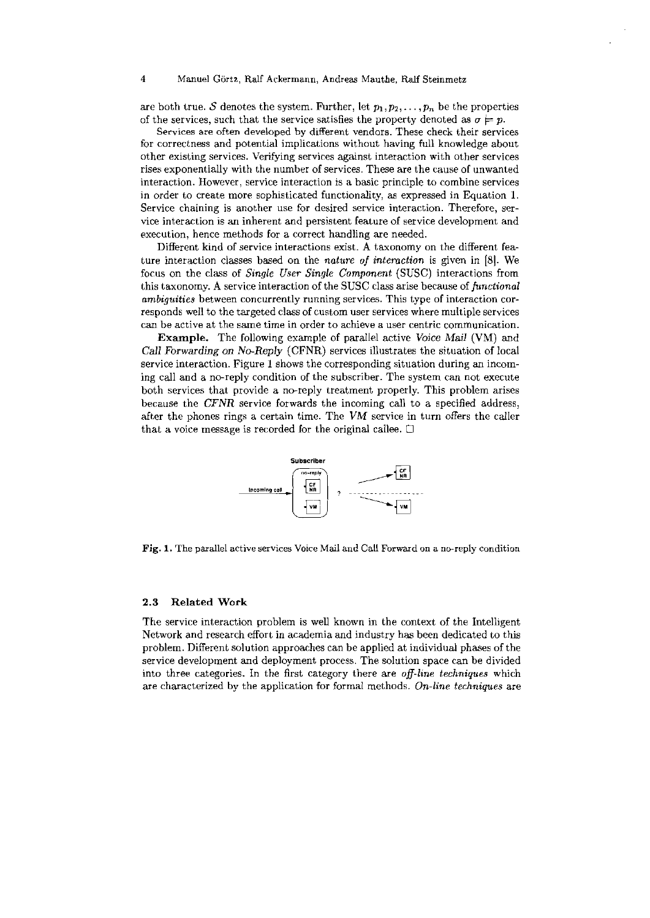are both true. $S$ denotes the system. Further, let $p_1, p_2, \ldots, p_n$ be the properties of the services, such that the service satisfies the property denoted as $\sigma \models p$.

Services are often developed by different vendors. These check their services for correctness and potential implications without having full knowledge about other existing services. Verifying services against interaction with other services rises exponentially with the number of services. These are the cause of unwanted interaction. However, service interaction is a basic principle to combine services in order to create more sophisticated functionality, as expressed in Equation 1. Service chaining is another use for desired service interaction. Therefore, service interaction is an inherent and persistent feature of service development and execution, hence methods for a correct handling are needed.

Different kind of service interactions exist. A taxonomy on the different feature interaction classes based on the *nature of interaction* is given in [8]. We focus on the class of *Single User Single Component* (SUSC) interactions from this taxonomy. A service interaction of the SUSC class arise because of *functional ambiguities* between concurrently running services. This type of interaction corresponds well to the targeted class of custom user services where multiple services can be active at the same time in order to achieve a user centric communication.

**Example.** The following example of parallel active *Voice Mail* (VM) and *Call Forwarding on No-Reply* (CFNR) services illustrates the situation of local service interaction. Figure 1 shows the corresponding situation during an incoming call and a no-reply condition of the subscriber. The system can not execute both services that provide a no-reply treatment properly. This problem arises because the *CFNR* service forwards the incoming call to a specified address, after the phones rings a certain time. The *VM* service in turn offers the caller that a voice message is recorded for the original callee. □

Subscriber
no-reply
Incoming call
CF NR
VM
?
CF NR
VM

**Fig. 1.** The parallel active services Voice Mail and Call Forward on a no-reply condition

### 2.3 Related Work

The service interaction problem is well known in the context of the Intelligent Network and research effort in academia and industry has been dedicated to this problem. Different solution approaches can be applied at individual phases of the service development and deployment process. The solution space can be divided into three categories. In the first category there are *off-line techniques* which are characterized by the application for formal methods. *On-line techniques* are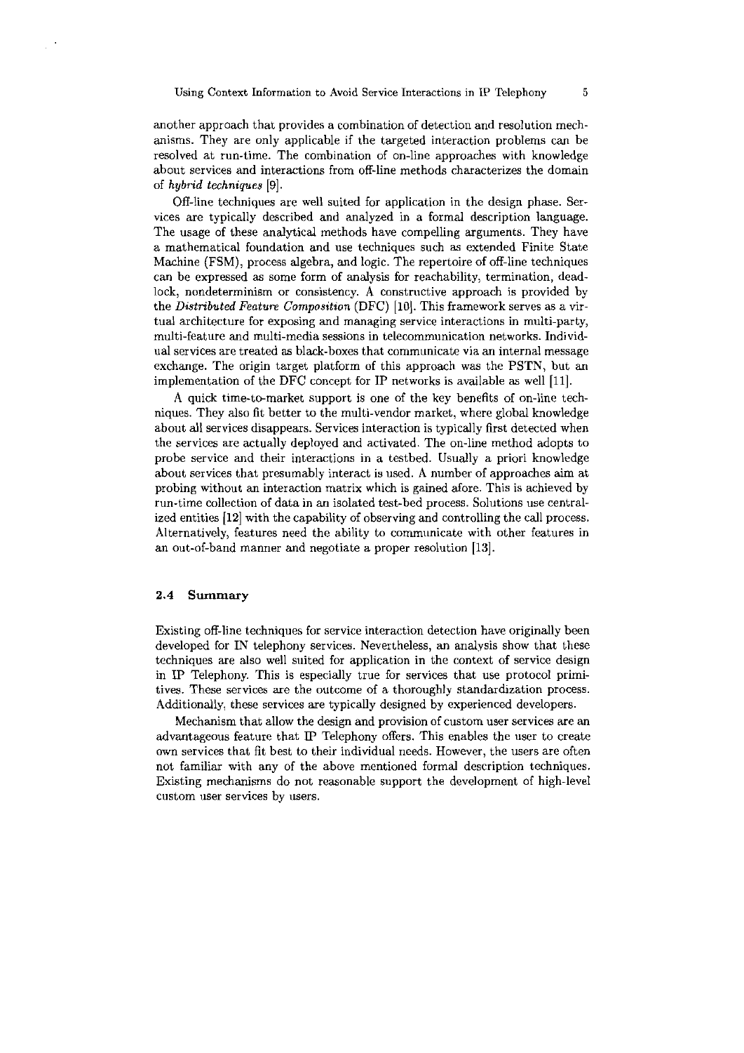another approach that provides a combination of detection and resolution mechanisms. They are only applicable if the targeted interaction problems can be resolved at run-time. The combination of on-line approaches with knowledge about services and interactions from off-line methods characterizes the domain of *hybrid techniques* [9].

Off-line techniques are well suited for application in the design phase. Services are typically described and analyzed in a formal description language. The usage of these analytical methods have compelling arguments. They have a mathematical foundation and use techniques such as extended Finite State Machine (FSM), process algebra, and logic. The repertoire of off-line techniques can be expressed as some form of analysis for reachability, termination, deadlock, nondeterminism or consistency. A constructive approach is provided by the *Distributed Feature Composition* (DFC) [10]. This framework serves as a virtual architecture for exposing and managing service interactions in multi-party, multi-feature and multi-media sessions in telecommunication networks. Individual services are treated as black-boxes that communicate via an internal message exchange. The origin target platform of this approach was the PSTN, but an implementation of the DFC concept for IP networks is available as well [11].

A quick time-to-market support is one of the key benefits of on-line techniques. They also fit better to the multi-vendor market, where global knowledge about all services disappears. Services interaction is typically first detected when the services are actually deployed and activated. The on-line method adopts to probe service and their interactions in a testbed. Usually a priori knowledge about services that presumably interact is used. A number of approaches aim at probing without an interaction matrix which is gained afore. This is achieved by run-time collection of data in an isolated test-bed process. Solutions use centralized entities [12] with the capability of observing and controlling the call process. Alternatively, features need the ability to communicate with other features in an out-of-band manner and negotiate a proper resolution [13].

### 2.4 Summary

Existing off-line techniques for service interaction detection have originally been developed for IN telephony services. Nevertheless, an analysis show that these techniques are also well suited for application in the context of service design in IP Telephony. This is especially true for services that use protocol primitives. These services are the outcome of a thoroughly standardization process. Additionally, these services are typically designed by experienced developers.

Mechanism that allow the design and provision of custom user services are an advantageous feature that IP Telephony offers. This enables the user to create own services that fit best to their individual needs. However, the users are often not familiar with any of the above mentioned formal description techniques. Existing mechanisms do not reasonable support the development of high-level custom user services by users.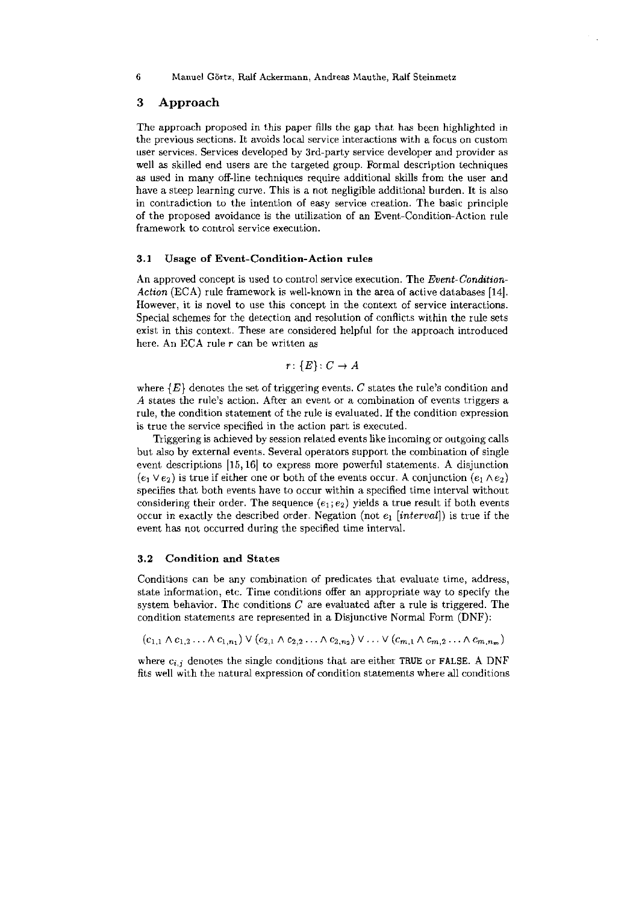## 3 Approach

The approach proposed in this paper fills the gap that has been highlighted in the previous sections. It avoids local service interactions with a focus on custom user services. Services developed by 3rd-party service developer and provider as well as skilled end users are the targeted group. Formal description techniques as used in many off-line techniques require additional skills from the user and have a steep learning curve. This is a not negligible additional burden. It is also in contradiction to the intention of easy service creation. The basic principle of the proposed avoidance is the utilization of an Event-Condition-Action rule framework to control service execution.

### 3.1 Usage of Event-Condition-Action rules

An approved concept is used to control service execution. The *Event-Condition-Action* (ECA) rule framework is well-known in the area of active databases [14]. However, it is novel to use this concept in the context of service interactions. Special schemes for the detection and resolution of conflicts within the rule sets exist in this context. These are considered helpful for the approach introduced here. An ECA rule $r$ can be written as

$$r : \{E\} : C \rightarrow A$$

where $\{E\}$ denotes the set of triggering events. $C$ states the rule's condition and $A$ states the rule's action. After an event or a combination of events triggers a rule, the condition statement of the rule is evaluated. If the condition expression is true the service specified in the action part is executed.

Triggering is achieved by session related events like incoming or outgoing calls but also by external events. Several operators support the combination of single event descriptions [15, 16] to express more powerful statements. A disjunction $(e_1 \vee e_2)$ is true if either one or both of the events occur. A conjunction $(e_1 \wedge e_2)$ specifies that both events have to occur within a specified time interval without considering their order. The sequence $(e_1 ; e_2)$ yields a true result if both events occur in exactly the described order. Negation (not $e_1$ [*interval*]) is true if the event has not occurred during the specified time interval.

### 3.2 Condition and States

Conditions can be any combination of predicates that evaluate time, address, state information, etc. Time conditions offer an appropriate way to specify the system behavior. The conditions $C$ are evaluated after a rule is triggered. The condition statements are represented in a Disjunctive Normal Form (DNF):

$$(c_{1,1} \wedge c_{1,2} \ldots \wedge c_{1,n_1}) \vee (c_{2,1} \wedge c_{2,2} \ldots \wedge c_{2,n_2}) \vee \ldots \vee (c_{m,1} \wedge c_{m,2} \ldots \wedge c_{m,n_m})$$

where $c_{i,j}$ denotes the single conditions that are either TRUE or FALSE. A DNF fits well with the natural expression of condition statements where all conditions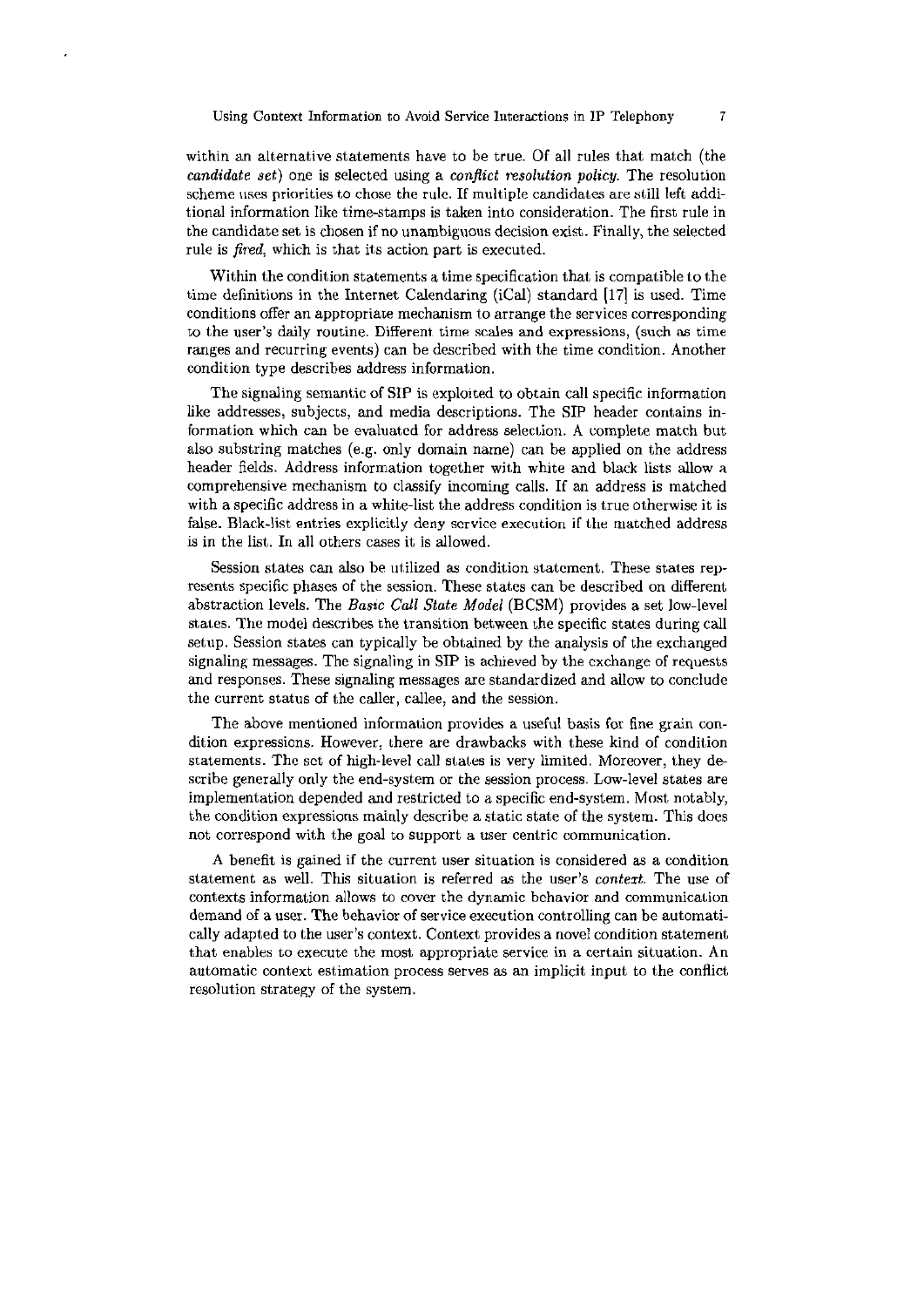within an alternative statements have to be true. Of all rules that match (the *candidate set*) one is selected using a *conflict resolution policy*. The resolution scheme uses priorities to chose the rule. If multiple candidates are still left additional information like time-stamps is taken into consideration. The first rule in the candidate set is chosen if no unambiguous decision exist. Finally, the selected rule is *fired*, which is that its action part is executed.

Within the condition statements a time specification that is compatible to the time definitions in the Internet Calendaring (iCal) standard [17] is used. Time conditions offer an appropriate mechanism to arrange the services corresponding to the user's daily routine. Different time scales and expressions, (such as time ranges and recurring events) can be described with the time condition. Another condition type describes address information.

The signaling semantic of SIP is exploited to obtain call specific information like addresses, subjects, and media descriptions. The SIP header contains information which can be evaluated for address selection. A complete match but also substring matches (e.g. only domain name) can be applied on the address header fields. Address information together with white and black lists allow a comprehensive mechanism to classify incoming calls. If an address is matched with a specific address in a white-list the address condition is true otherwise it is false. Black-list entries explicitly deny service execution if the matched address is in the list. In all others cases it is allowed.

Session states can also be utilized as condition statement. These states represents specific phases of the session. These states can be described on different abstraction levels. The *Basic Call State Model* (BCSM) provides a set low-level states. The model describes the transition between the specific states during call setup. Session states can typically be obtained by the analysis of the exchanged signaling messages. The signaling in SIP is achieved by the exchange of requests and responses. These signaling messages are standardized and allow to conclude the current status of the caller, callee, and the session.

The above mentioned information provides a useful basis for fine grain condition expressions. However, there are drawbacks with these kind of condition statements. The set of high-level call states is very limited. Moreover, they describe generally only the end-system or the session process. Low-level states are implementation depended and restricted to a specific end-system. Most notably, the condition expressions mainly describe a static state of the system. This does not correspond with the goal to support a user centric communication.

A benefit is gained if the current user situation is considered as a condition statement as well. This situation is referred as the user's *context*. The use of contexts information allows to cover the dynamic behavior and communication demand of a user. The behavior of service execution controlling can be automatically adapted to the user's context. Context provides a novel condition statement that enables to execute the most appropriate service in a certain situation. An automatic context estimation process serves as an implicit input to the conflict resolution strategy of the system.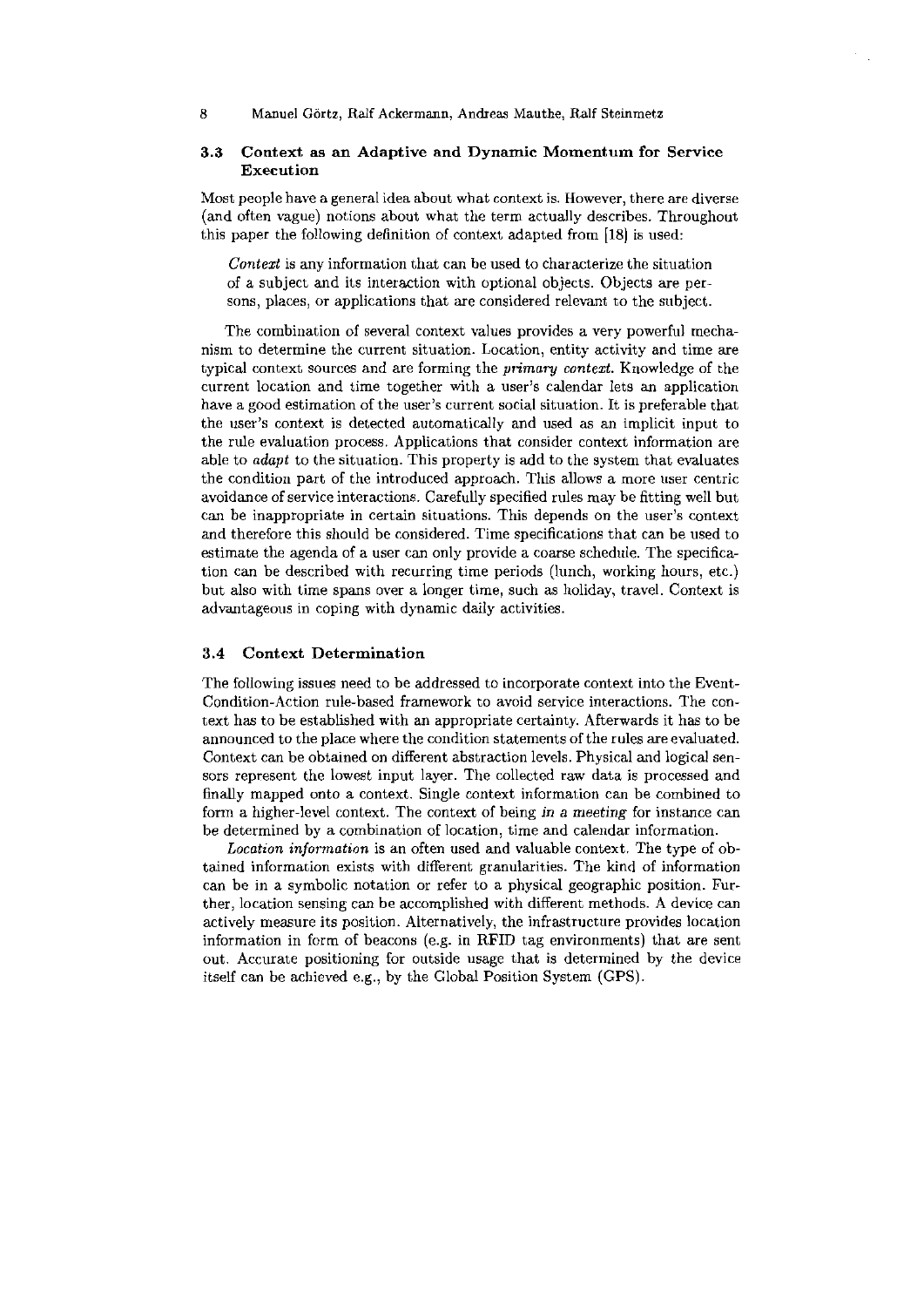### 3.3 Context as an Adaptive and Dynamic Momentum for Service Execution

Most people have a general idea about what context is. However, there are diverse (and often vague) notions about what the term actually describes. Throughout this paper the following definition of context adapted from [18] is used:

> *Context* is any information that can be used to characterize the situation of a subject and its interaction with optional objects. Objects are persons, places, or applications that are considered relevant to the subject.

The combination of several context values provides a very powerful mechanism to determine the current situation. Location, entity activity and time are typical context sources and are forming the *primary context*. Knowledge of the current location and time together with a user's calendar lets an application have a good estimation of the user's current social situation. It is preferable that the user's context is detected automatically and used as an implicit input to the rule evaluation process. Applications that consider context information are able to *adapt* to the situation. This property is add to the system that evaluates the condition part of the introduced approach. This allows a more user centric avoidance of service interactions. Carefully specified rules may be fitting well but can be inappropriate in certain situations. This depends on the user's context and therefore this should be considered. Time specifications that can be used to estimate the agenda of a user can only provide a coarse schedule. The specification can be described with recurring time periods (lunch, working hours, etc.) but also with time spans over a longer time, such as holiday, travel. Context is advantageous in coping with dynamic daily activities.

### 3.4 Context Determination

The following issues need to be addressed to incorporate context into the Event-Condition-Action rule-based framework to avoid service interactions. The context has to be established with an appropriate certainty. Afterwards it has to be announced to the place where the condition statements of the rules are evaluated. Context can be obtained on different abstraction levels. Physical and logical sensors represent the lowest input layer. The collected raw data is processed and finally mapped onto a context. Single context information can be combined to form a higher-level context. The context of being *in a meeting* for instance can be determined by a combination of location, time and calendar information.

*Location information* is an often used and valuable context. The type of obtained information exists with different granularities. The kind of information can be in a symbolic notation or refer to a physical geographic position. Further, location sensing can be accomplished with different methods. A device can actively measure its position. Alternatively, the infrastructure provides location information in form of beacons (e.g. in RFID tag environments) that are sent out. Accurate positioning for outside usage that is determined by the device itself can be achieved e.g., by the Global Position System (GPS).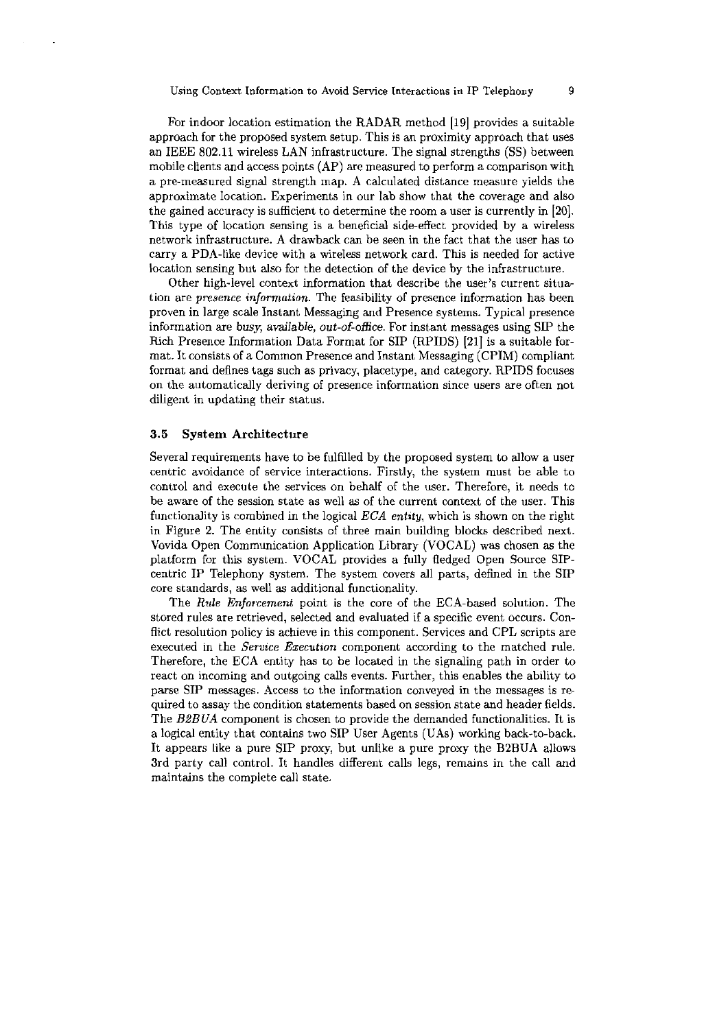For indoor location estimation the RADAR method [19] provides a suitable approach for the proposed system setup. This is an proximity approach that uses an IEEE 802.11 wireless LAN infrastructure. The signal strengths (SS) between mobile clients and access points (AP) are measured to perform a comparison with a pre-measured signal strength map. A calculated distance measure yields the approximate location. Experiments in our lab show that the coverage and also the gained accuracy is sufficient to determine the room a user is currently in [20]. This type of location sensing is a beneficial side-effect provided by a wireless network infrastructure. A drawback can be seen in the fact that the user has to carry a PDA-like device with a wireless network card. This is needed for active location sensing but also for the detection of the device by the infrastructure.

Other high-level context information that describe the user's current situation are *presence information*. The feasibility of presence information has been proven in large scale Instant Messaging and Presence systems. Typical presence information are *busy, available, out-of-office*. For instant messages using SIP the Rich Presence Information Data Format for SIP (RPIDS) [21] is a suitable format. It consists of a Common Presence and Instant Messaging (CPIM) compliant format and defines tags such as privacy, placetype, and category. RPIDS focuses on the automatically deriving of presence information since users are often not diligent in updating their status.

### 3.5 System Architecture

Several requirements have to be fulfilled by the proposed system to allow a user centric avoidance of service interactions. Firstly, the system must be able to control and execute the services on behalf of the user. Therefore, it needs to be aware of the session state as well as of the current context of the user. This functionality is combined in the logical *ECA entity*, which is shown on the right in Figure 2. The entity consists of three main building blocks described next. Vovida Open Communication Application Library (VOCAL) was chosen as the platform for this system. VOCAL provides a fully fledged Open Source SIP-centric IP Telephony system. The system covers all parts, defined in the SIP core standards, as well as additional functionality.

The *Rule Enforcement* point is the core of the ECA-based solution. The stored rules are retrieved, selected and evaluated if a specific event occurs. Conflict resolution policy is achieve in this component. Services and CPL scripts are executed in the *Service Execution* component according to the matched rule. Therefore, the ECA entity has to be located in the signaling path in order to react on incoming and outgoing calls events. Further, this enables the ability to parse SIP messages. Access to the information conveyed in the messages is required to assay the condition statements based on session state and header fields. The *B2BUA* component is chosen to provide the demanded functionalities. It is a logical entity that contains two SIP User Agents (UAs) working back-to-back. It appears like a pure SIP proxy, but unlike a pure proxy the B2BUA allows 3rd party call control. It handles different calls legs, remains in the call and maintains the complete call state.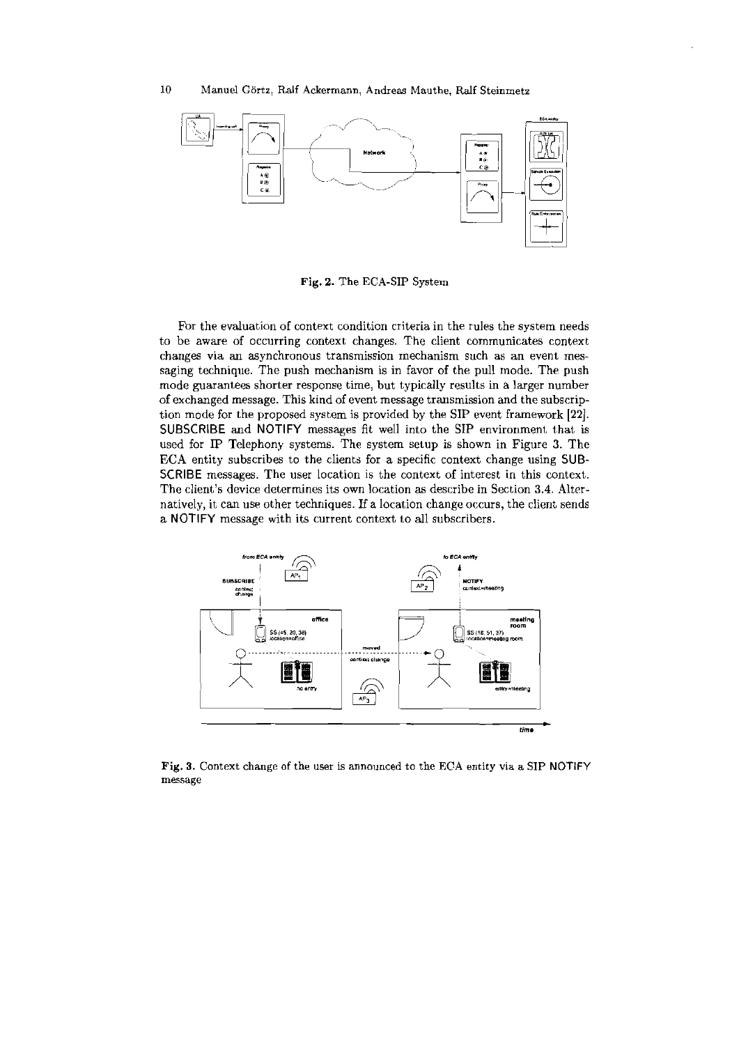Fig. 2. The ECA-SIP System

For the evaluation of context condition criteria in the rules the system needs to be aware of occurring context changes. The client communicates context changes via an asynchronous transmission mechanism such as an event messaging technique. The push mechanism is in favor of the pull mode. The push mode guarantees shorter response time, but typically results in a larger number of exchanged message. This kind of event message transmission and the subscription mode for the proposed system is provided by the SIP event framework [22]. SUBSCRIBE and NOTIFY messages fit well into the SIP environment that is used for IP Telephony systems. The system setup is shown in Figure 3. The ECA entity subscribes to the clients for a specific context change using SUBSCRIBE messages. The user location is the context of interest in this context. The client's device determines its own location as describe in Section 3.4. Alternatively, it can use other techniques. If a location change occurs, the client sends a NOTIFY message with its current context to all subscribers.

**Fig. 3.** Context change of the user is announced to the ECA entity via a SIP NOTIFY message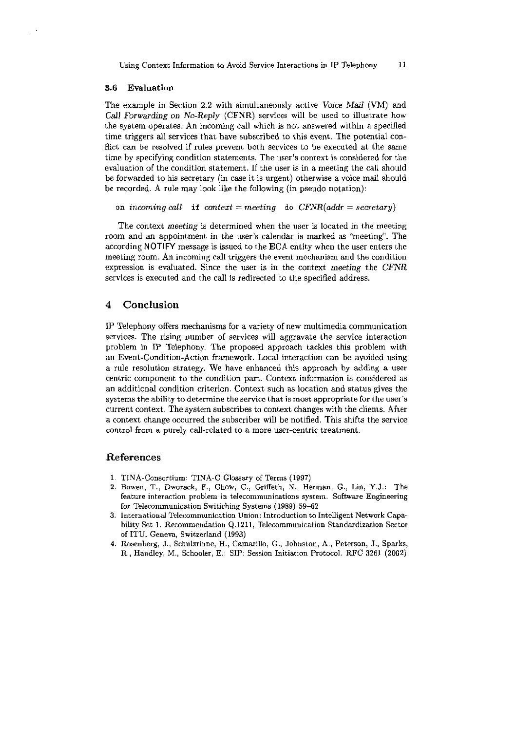### 3.6 Evaluation

The example in Section 2.2 with simultaneously active *Voice Mail* (VM) and *Call Forwarding on No-Reply* (CFNR) services will be used to illustrate how the system operates. An incoming call which is not answered within a specified time triggers all services that have subscribed to this event. The potential conflict can be resolved if rules prevent both services to be executed at the same time by specifying condition statements. The user's context is considered for the evaluation of the condition statement. If the user is in a meeting the call should be forwarded to his secretary (in case it is urgent) otherwise a voice mail should be recorded. A rule may look like the following (in pseudo notation):

on *incoming call* if *context* = *meeting* do *CFNR*(*addr* = *secretary*)

The context *meeting* is determined when the user is located in the meeting room and an appointment in the user's calendar is marked as "meeting". The according NOTIFY message is issued to the ECA entity when the user enters the meeting room. An incoming call triggers the event mechanism and the condition expression is evaluated. Since the user is in the context *meeting* the *CFNR* services is executed and the call is redirected to the specified address.

## 4 Conclusion

IP Telephony offers mechanisms for a variety of new multimedia communication services. The rising number of services will aggravate the service interaction problem in IP Telephony. The proposed approach tackles this problem with an Event-Condition-Action framework. Local interaction can be avoided using a rule resolution strategy. We have enhanced this approach by adding a user centric component to the condition part. Context information is considered as an additional condition criterion. Context such as location and status gives the systems the ability to determine the service that is most appropriate for the user's current context. The system subscribes to context changes with the clients. After a context change occurred the subscriber will be notified. This shifts the service control from a purely call-related to a more user-centric treatment.

## References

1. TINA-Consortium: TINA-C Glossary of Terms (1997)
2. Bowen, T., Dworack, F., Chow, C., Griffeth, N., Herman, G., Lin, Y.J.: The feature interaction problem in telecommunications system. Software Engineering for Telecommunication Switching Systems (1989) 59–62
3. International Telecommunication Union: Introduction to Intelligent Network Capability Set 1. Recommendation Q.1211, Telecommunication Standardization Sector of ITU, Geneva, Switzerland (1993)
4. Rosenberg, J., Schulzrinne, H., Camarillo, G., Johnston, A., Peterson, J., Sparks, R., Handley, M., Schooler, E.: SIP: Session Initiation Protocol. RFC 3261 (2002)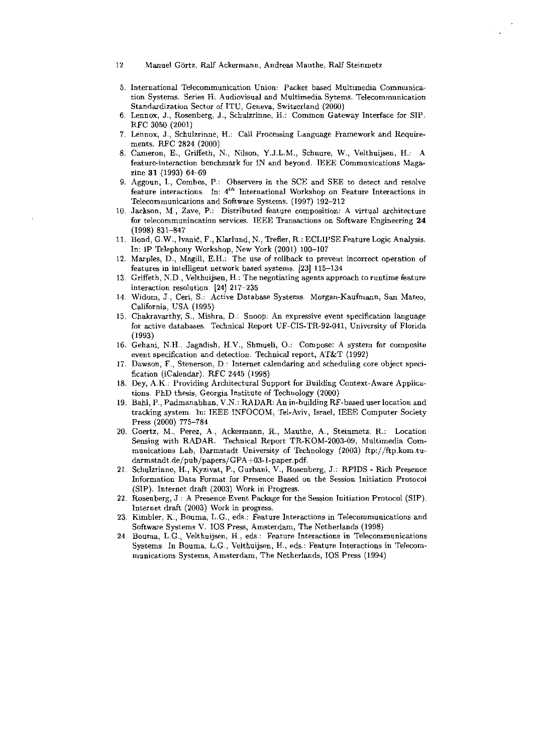5. International Telecommunication Union: Packet based Multimedia Communication Systems. Series H: Audiovisual and Multimedia Sytems. Telecommunication Standardization Sector of ITU, Geneva, Switzerland (2000)
6. Lennox, J., Rosenberg, J., Schulzrinne, H.: Common Gateway Interface for SIP. RFC 3050 (2001)
7. Lennox, J., Schulzrinne, H.: Call Processing Language Framework and Requirements. RFC 2824 (2000)
8. Cameron, E., Griffeth, N., Nilson, Y.J.L.M., Schnure, W., Velthuijsen, H.: A feature-interaction benchmark for IN and beyond. IEEE Communications Magazine **31** (1993) 64–69
9. Aggoun, I., Combes, P.: Observers in the SCE and SEE to detect and resolve feature interactions. In: $4^{th}$ International Workshop on Feature Interactions in Telecommunications and Software Systems. (1997) 192–212
10. Jackson, M., Zave, P.: Distributed feature composition: A virtual architecture for telecommunincation services. IEEE Transactions on Software Engineering **24** (1998) 831–847
11. Bond, G.W., Ivanić, F., Klarlund, N., Trefler, R.: ECLIPSE Feature Logic Analysis. In: IP Telephony Workshop, New York (2001) 100–107
12. Marples, D., Magill, E.H.: The use of rollback to prevent incorrect operation of features in intelligent network based systems. [23] 115–134
13. Griffeth, N.D., Velthuijsen, H.: The negotiating agents approach to runtime feature interaction resolution. [24] 217–235
14. Widom, J., Ceri, S.: Active Database Systems. Morgan-Kaufmann, San Mateo, California, USA (1995)
15. Chakravarthy, S., Mishra, D.: Snoop: An expressive event specification language for active databases. Technical Report UF-CIS-TR-92-041, University of Florida (1993)
16. Gehani, N.H., Jagadish, H.V., Shmueli, O.: Compose: A system for composite event specification and detection. Technical report, AT&T (1992)
17. Dawson, F., Stenerson, D.: Internet calendaring and scheduling core object specification (iCalendar). RFC 2445 (1998)
18. Dey, A.K.: Providing Architectural Support for Building Context-Aware Applications. PhD thesis, Georgia Institute of Technology (2000)
19. Bahl, P., Padmanabhan, V.N.: RADAR: An in-building RF-based user location and tracking system. In: IEEE INFOCOM, Tel-Aviv, Israel, IEEE Computer Society Press (2000) 775–784
20. Goertz, M., Perez, A., Ackermann, R., Mauthe, A., Steinmetz, R.: Location Sensing with RADAR. Technical Report TR-KOM-2003-09, Multimedia Communications Lab, Darmstadt University of Technology (2003) ftp://ftp.kom.tu-darmstadt.de/pub/papers/GPA+03-1-paper.pdf.
21. Schulzrinne, H., Kyzivat, P., Gurbani, V., Rosenberg, J.: RPIDS - Rich Presence Information Data Format for Presence Based on the Session Initiation Protocol (SIP). Internet draft (2003) Work in Progress.
22. Rosenberg, J.: A Presence Event Package for the Session Initiation Protocol (SIP). Internet draft (2003) Work in progress.
23. Kimbler, K., Bouma, L.G., eds.: Feature Interactions in Telecommunications and Software Systems V. IOS Press, Amsterdam, The Netherlands (1998)
24. Bouma, L.G., Velthuijsen, H., eds.: Feature Interactions in Telecommunications Systems. In Bouma, L.G., Velthuijsen, H., eds.: Feature Interactions in Telecommunications Systems, Amsterdam, The Netherlands, IOS Press (1994)